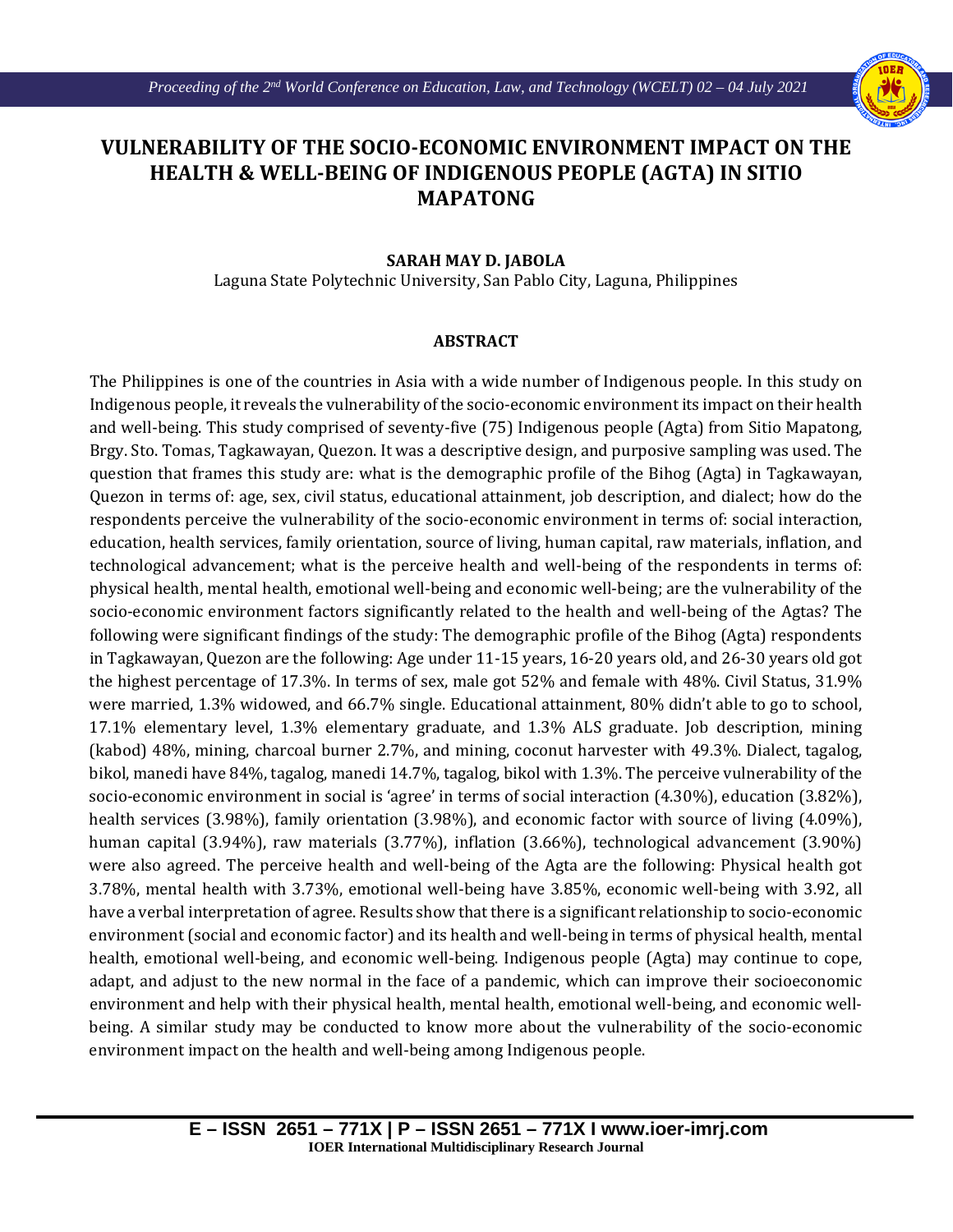# VULNERABILITY OF THE SOCIO-ECONOMIC ENVIRONMENT IMPACT ON THE HEALTH & WELL-BEING OF INDIGENOUS PEOPLE (AGTA) IN SITIO MAPATONG

**SARAH MAY D. JABOLA**

Laguna State Polytechnic University, San Pablo City, Laguna, Philippines

## ABSTRACT

The Philippines is one of the countries in Asia with a wide number of Indigenous people. In this study on Indigenous people, it reveals the vulnerability of the socio-economic environment its impact on their health and well-being. This study comprised of seventy-five (75) Indigenous people (Agta) from Sitio Mapatong, Brgy. Sto. Tomas, Tagkawayan, Quezon. It was a descriptive design, and purposive sampling was used. The question that frames this study are: what is the demographic profile of the Bihog (Agta) in Tagkawayan, Quezon in terms of: age, sex, civil status, educational attainment, job description, and dialect; how do the respondents perceive the vulnerability of the socio-economic environment in terms of: social interaction, education, health services, family orientation, source of living, human capital, raw materials, inflation, and technological advancement; what is the perceive health and well-being of the respondents in terms of: physical health, mental health, emotional well-being and economic well-being; are the vulnerability of the socio-economic environment factors significantly related to the health and well-being of the Agtas? The following were significant findings of the study: The demographic profile of the Bihog (Agta) respondents in Tagkawayan, Quezon are the following: Age under 11-15 years, 16-20 years old, and 26-30 years old got the highest percentage of 17.3%. In terms of sex, male got 52% and female with 48%. Civil Status, 31.9% were married, 1.3% widowed, and 66.7% single. Educational attainment, 80% didn't able to go to school, 17.1% elementary level, 1.3% elementary graduate, and 1.3% ALS graduate. Job description, mining (kabod) 48%, mining, charcoal burner 2.7%, and mining, coconut harvester with 49.3%. Dialect, tagalog, bikol, manedi have 84%, tagalog, manedi 14.7%, tagalog, bikol with 1.3%. The perceive vulnerability of the socio-economic environment in social is 'agree' in terms of social interaction (4.30%), education (3.82%), health services (3.98%), family orientation (3.98%), and economic factor with source of living (4.09%), human capital (3.94%), raw materials (3.77%), inflation (3.66%), technological advancement (3.90%) were also agreed. The perceive health and well-being of the Agta are the following: Physical health got 3.78%, mental health with 3.73%, emotional well-being have 3.85%, economic well-being with 3.92, all have a verbal interpretation of agree. Results show that there is a significant relationship to socio-economic environment (social and economic factor) and its health and well-being in terms of physical health, mental health, emotional well-being, and economic well-being. Indigenous people (Agta) may continue to cope, adapt, and adjust to the new normal in the face of a pandemic, which can improve their socioeconomic environment and help with their physical health, mental health, emotional well-being, and economic well-being. A similar study may be conducted to know more about the vulnerability of the socio-economic environment impact on the health and well-being among Indigenous people.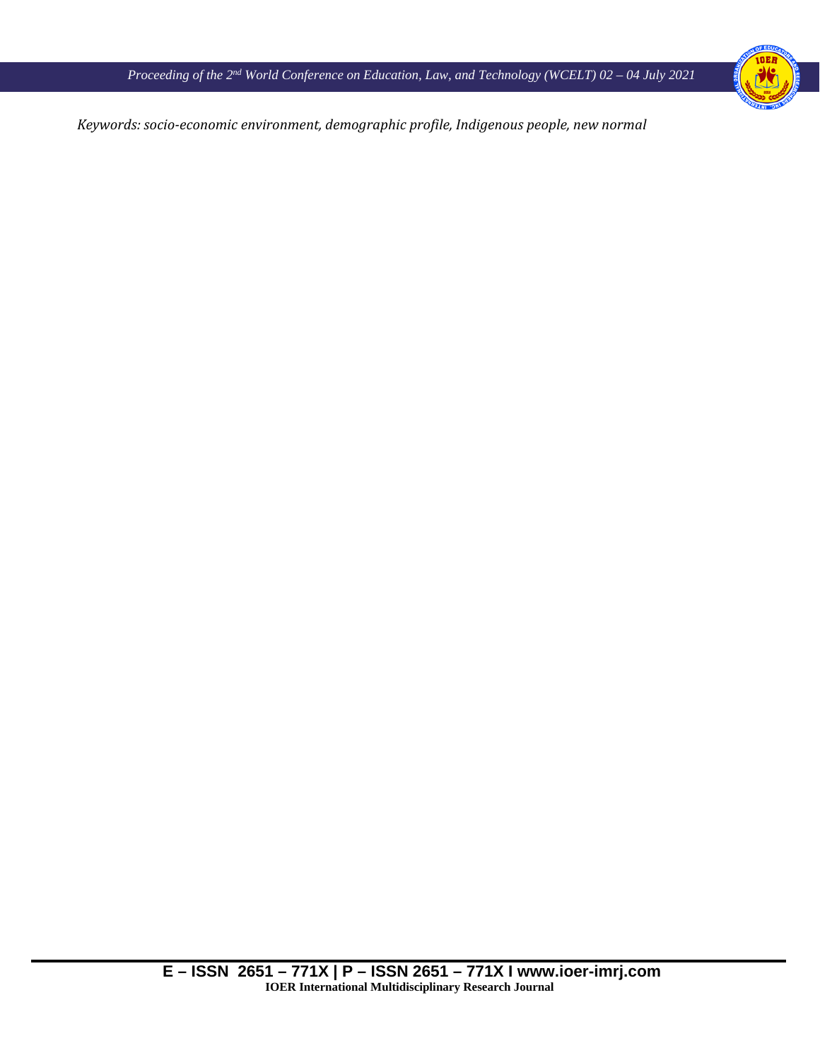*Keywords: socio-economic environment, demographic profile, Indigenous people, new normal*